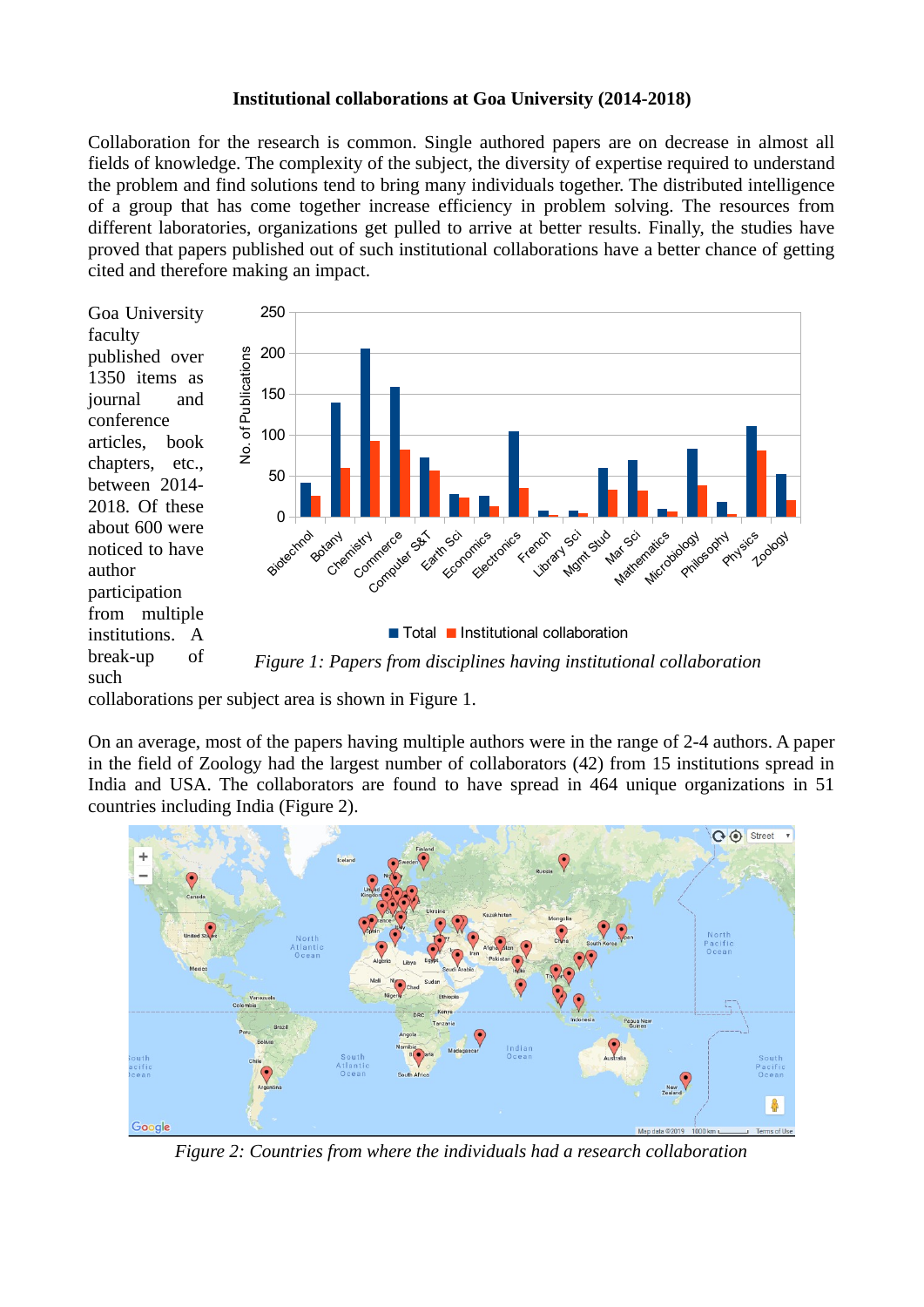**Institutional collaborations at Goa University (2014-2018)**

Collaboration for the research is common. Single authored papers are on decrease in almost all fields of knowledge. The complexity of the subject, the diversity of expertise required to understand the problem and find solutions tend to bring many individuals together. The distributed intelligence of a group that has come together increase efficiency in problem solving. The resources from different laboratories, organizations get pulled to arrive at better results. Finally, the studies have proved that papers published out of such institutional collaborations have a better chance of getting cited and therefore making an impact.

Goa University faculty published over 1350 items as journal and conference articles, book chapters, etc., between 2014-2018. Of these about 600 were noticed to have author participation from multiple institutions. A break-up of such collaborations per subject area is shown in Figure 1.

*Figure 1: Papers from disciplines having institutional collaboration*

On an average, most of the papers having multiple authors were in the range of 2-4 authors. A paper in the field of Zoology had the largest number of collaborators (42) from 15 institutions spread in India and USA. The collaborators are found to have spread in 464 unique organizations in 51 countries including India (Figure 2).

*Figure 2: Countries from where the individuals had a research collaboration*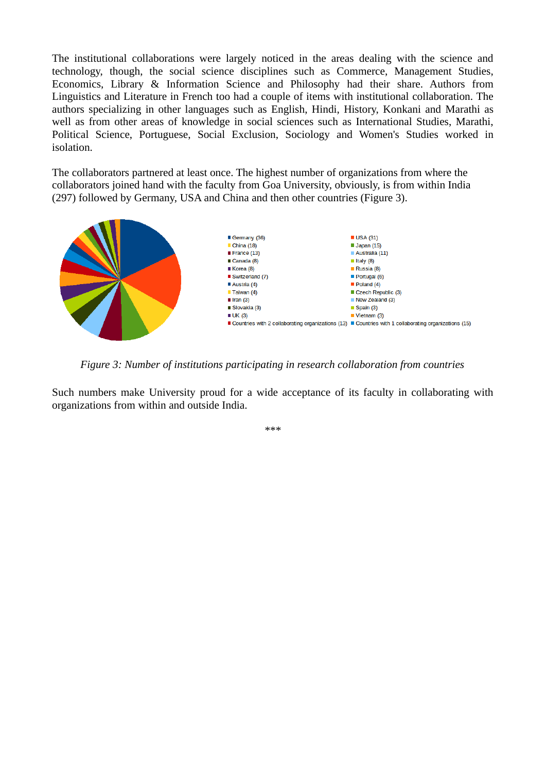The institutional collaborations were largely noticed in the areas dealing with the science and technology, though, the social science disciplines such as Commerce, Management Studies, Economics, Library & Information Science and Philosophy had their share. Authors from Linguistics and Literature in French too had a couple of items with institutional collaboration. The authors specializing in other languages such as English, Hindi, History, Konkani and Marathi as well as from other areas of knowledge in social sciences such as International Studies, Marathi, Political Science, Portuguese, Social Exclusion, Sociology and Women's Studies worked in isolation.

The collaborators partnered at least once. The highest number of organizations from where the collaborators joined hand with the faculty from Goa University, obviously, is from within India (297) followed by Germany, USA and China and then other countries (Figure 3).

Germany (36)
USA (31)
China (18)
Japan (15)
France (13)
Australia (11)
Canada (8)
Italy (8)
Korea (8)
Russia (8)
Switzerland (7)
Portugal (6)
Austria (4)
Poland (4)
Taiwan (4)
Czech Republic (3)
Iran (3)
New Zealand (3)
Slovakia (3)
Spain (3)
UK (3)
Vietnam (3)
Countries with 2 collaborating organizations (13)
Countries with 1 collaborating organizations (15)

*Figure 3: Number of institutions participating in research collaboration from countries*

Such numbers make University proud for a wide acceptance of its faculty in collaborating with organizations from within and outside India.

***